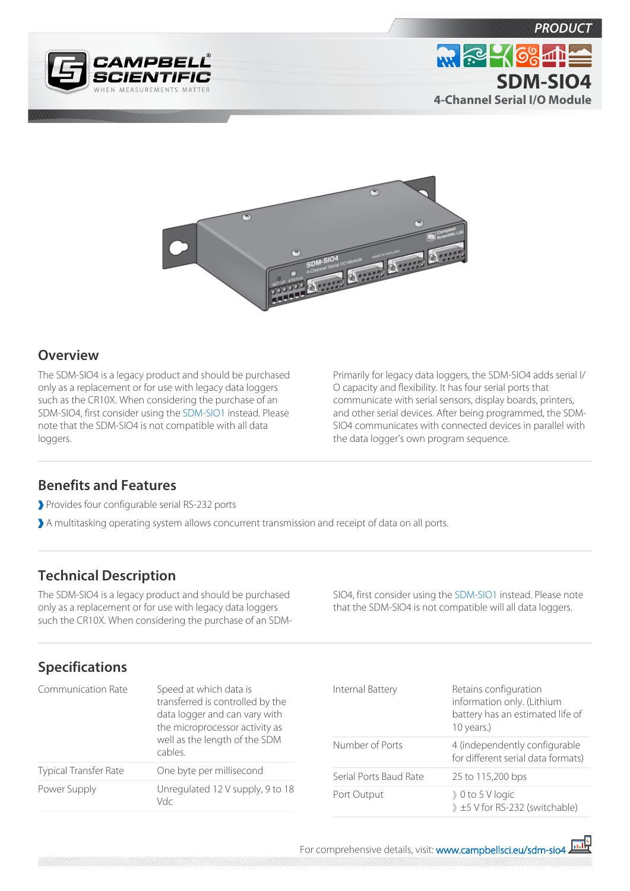PRODUCT

# SDM-SIO4

**4-Channel Serial I/O Module**

## Overview

The SDM-SIO4 is a legacy product and should be purchased only as a replacement or for use with legacy data loggers such as the CR10X. When considering the purchase of an SDM-SIO4, first consider using the SDM-SIO1 instead. Please note that the SDM-SIO4 is not compatible with all data loggers.

Primarily for legacy data loggers, the SDM-SIO4 adds serial I/O capacity and flexibility. It has four serial ports that communicate with serial sensors, display boards, printers, and other serial devices. After being programmed, the SDM-SIO4 communicates with connected devices in parallel with the data logger's own program sequence.

## Benefits and Features

- Provides four configurable serial RS-232 ports
- A multitasking operating system allows concurrent transmission and receipt of data on all ports.

## Technical Description

The SDM-SIO4 is a legacy product and should be purchased only as a replacement or for use with legacy data loggers such the CR10X. When considering the purchase of an SDM-SIO4, first consider using the SDM-SIO1 instead. Please note that the SDM-SIO4 is not compatible will all data loggers.

## Specifications

| | |
|---|---|
| Communication Rate | Speed at which data is transferred is controlled by the data logger and can vary with the microprocessor activity as well as the length of the SDM cables. |
| Typical Transfer Rate | One byte per millisecond |
| Power Supply | Unregulated 12 V supply, 9 to 18 Vdc |
| Internal Battery | Retains configuration information only. (Lithium battery has an estimated life of 10 years.) |
| Number of Ports | 4 (independently configurable for different serial data formats) |
| Serial Ports Baud Rate | 25 to 115,200 bps |
| Port Output | 0 to 5 V logic<br>±5 V for RS-232 (switchable) |

For comprehensive details, visit: www.campbellsci.eu/sdm-sio4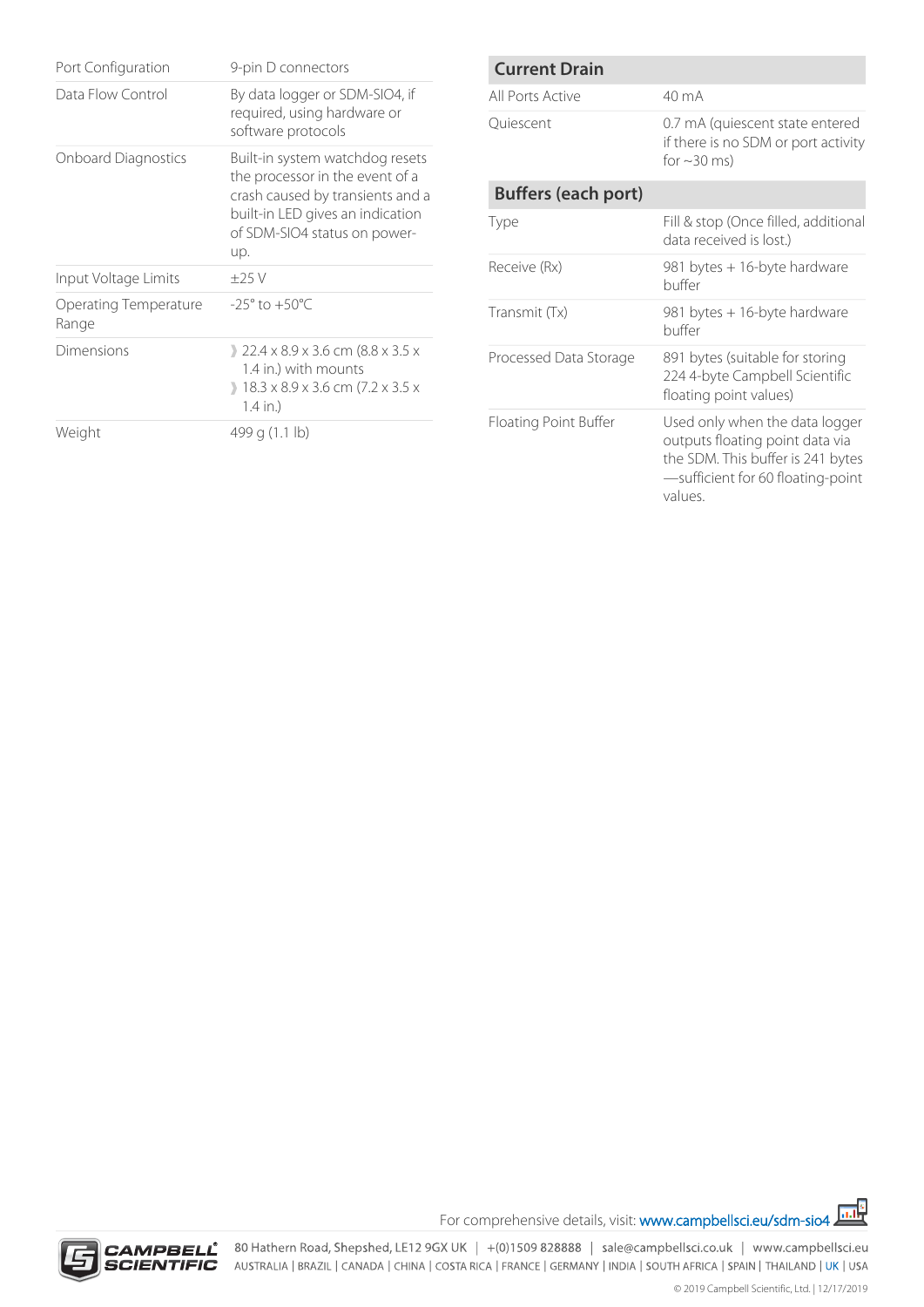| | |
|---|---|
| Port Configuration | 9-pin D connectors |
| Data Flow Control | By data logger or SDM-SIO4, if required, using hardware or software protocols |
| Onboard Diagnostics | Built-in system watchdog resets the processor in the event of a crash caused by transients and a built-in LED gives an indication of SDM-SIO4 status on power-up. |
| Input Voltage Limits | ±25 V |
| Operating Temperature Range | -25° to +50°C |
| Dimensions | 22.4 x 8.9 x 3.6 cm (8.8 x 3.5 x 1.4 in.) with mounts<br>18.3 x 8.9 x 3.6 cm (7.2 x 3.5 x 1.4 in.) |
| Weight | 499 g (1.1 lb) |

## Current Drain

| | |
|---|---|
| All Ports Active | 40 mA |
| Quiescent | 0.7 mA (quiescent state entered if there is no SDM or port activity for ~30 ms) |

## Buffers (each port)

| | |
|---|---|
| Type | Fill & stop (Once filled, additional data received is lost.) |
| Receive (Rx) | 981 bytes + 16-byte hardware buffer |
| Transmit (Tx) | 981 bytes + 16-byte hardware buffer |
| Processed Data Storage | 891 bytes (suitable for storing 224 4-byte Campbell Scientific floating point values) |
| Floating Point Buffer | Used only when the data logger outputs floating point data via the SDM. This buffer is 241 bytes—sufficient for 60 floating-point values. |

For comprehensive details, visit: www.campbellsci.eu/sdm-sio4

CAMPBELL SCIENTIFIC

80 Hathern Road, Shepshed, LE12 9GX UK | +(0)1509 828888 | sale@campbellsci.co.uk | www.campbellsci.eu

AUSTRALIA | BRAZIL | CANADA | CHINA | COSTA RICA | FRANCE | GERMANY | INDIA | SOUTH AFRICA | SPAIN | THAILAND | UK | USA

© 2019 Campbell Scientific, Ltd. | 12/17/2019